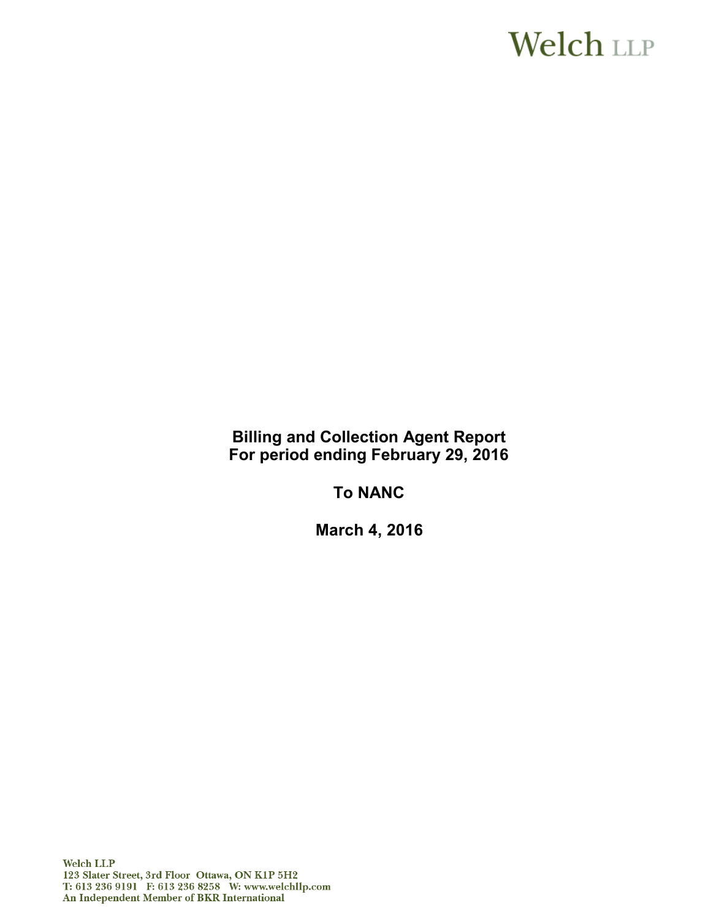Welch LLP

# Billing and Collection Agent Report
# For period ending February 29, 2016

# To NANC

# March 4, 2016

Welch LLP
123 Slater Street, 3rd Floor Ottawa, ON K1P 5H2
T: 613 236 9191 F: 613 236 8258 W: www.welchllp.com
An Independent Member of BKR International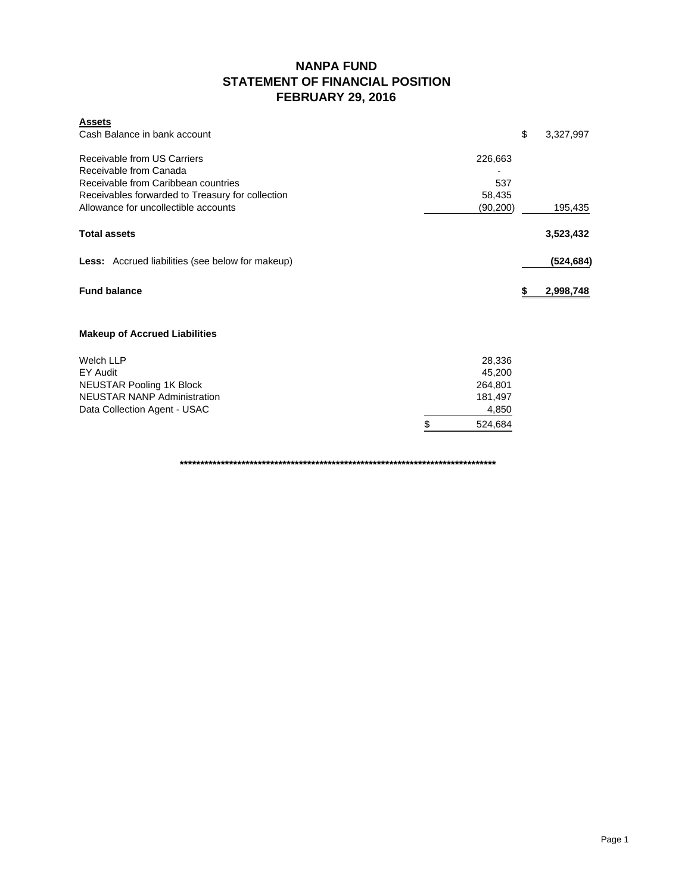# NANPA FUND
## STATEMENT OF FINANCIAL POSITION
## FEBRUARY 29, 2016

| **Assets** | | |
|---|---|---|
| Cash Balance in bank account | | $ 3,327,997 |
| | | |
| Receivable from US Carriers | 226,663 | |
| Receivable from Canada | - | |
| Receivable from Caribbean countries | 537 | |
| Receivables forwarded to Treasury for collection | 58,435 | |
| Allowance for uncollectible accounts | (90,200) | 195,435 |
| | | |
| **Total assets** | | **3,523,432** |
| | | |
| **Less:** Accrued liabilities (see below for makeup) | | **(524,684)** |
| | | |
| **Fund balance** | | **$ 2,998,748** |

### Makeup of Accrued Liabilities

| | |
|---|---|
| Welch LLP | 28,336 |
| EY Audit | 45,200 |
| NEUSTAR Pooling 1K Block | 264,801 |
| NEUSTAR NANP Administration | 181,497 |
| Data Collection Agent - USAC | 4,850 |
| | $ 524,684 |

********************************************************************************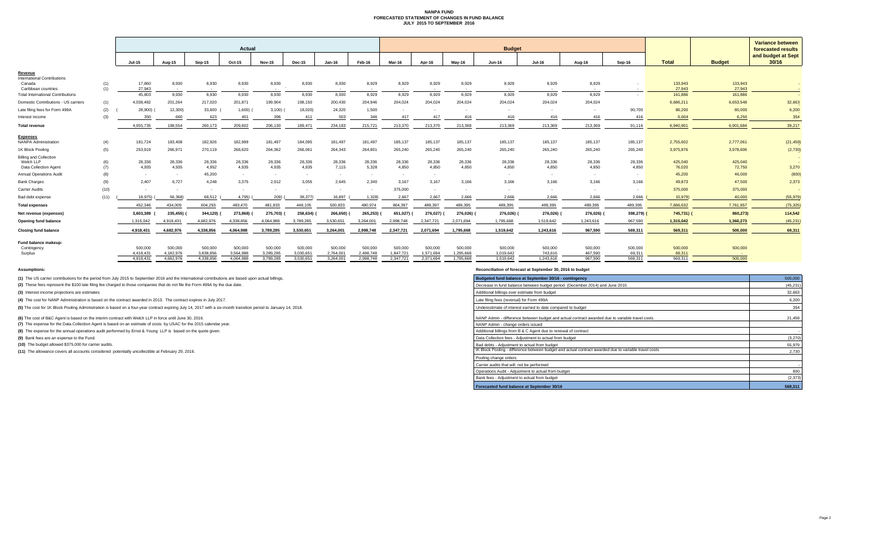# NANPA FUND
## FORECASTED STATEMENT OF CHANGES IN FUND BALANCE
### JULY 2015 TO SEPTEMBER 2016

| | | Actual | | | | | | | | Budget | | | | | | | | | Variance between forecasted results and budget at Sept 30/16 |
|---|---|---|---|---|---|---|---|---|---|---|---|---|---|---|---|---|---|---|---|
| | | Jul-15 | Aug-15 | Sep-15 | Oct-15 | Nov-15 | Dec-15 | Jan-16 | Feb-16 | Mar-16 | Apr-16 | May-16 | Jun-16 | Jul-16 | Aug-16 | Sep-16 | Total | Budget | |
| **Revenue** | | | | | | | | | | | | | | | | | | | |
| International Contributions | | | | | | | | | | | | | | | | | | | |
| Canada | (1) | 17,860 | 8,930 | 8,930 | 8,930 | 8,930 | 8,930 | 8,930 | 8,929 | 8,929 | 8,929 | 8,929 | 8,929 | 8,929 | 8,929 | - | 133,943 | 133,943 | - |
| Caribbean countries | (1) | 27,943 | - | - | - | - | - | - | - | - | - | - | - | - | - | - | 27,943 | 27,943 | - |
| Total International Contributions | | 45,803 | 8,930 | 8,930 | 8,930 | 8,930 | 8,930 | 8,930 | 8,929 | 8,929 | 8,929 | 8,929 | 8,929 | 8,929 | 8,929 | - | 161,886 | 161,886 | - |
| Domestic Contributions - US carriers | (1) | 4,038,482 | 201,264 | 217,020 | 201,871 | 199,904 | 198,150 | 200,430 | 204,946 | 204,024 | 204,024 | 204,024 | 204,024 | 204,024 | 204,024 | | 6,686,211 | 6,653,548 | 32,663 |
| Late filing fees for Form 499A | (2) | (28,900) | (12,300) | 33,600 | (1,600) | (3,100) | (18,020) | 24,320 | 1,500 | - | - | - | - | - | - | 90,700 | 86,200 | 80,000 | 6,200 |
| Interest income | (3) | 350 | 660 | 623 | 401 | 396 | 411 | 503 | 346 | 417 | 417 | 416 | 416 | 416 | 416 | 416 | 6,604 | 6,250 | 354 |
| **Total revenue** | | 4,055,735 | 198,554 | 260,173 | 209,602 | 206,130 | 189,471 | 234,183 | 215,721 | 213,370 | 213,370 | 213,369 | 213,369 | 213,369 | 213,369 | 91,116 | 6,940,901 | 6,901,684 | 39,217 |
| **Expenses** | | | | | | | | | | | | | | | | | | | |
| NANPA Administration | (4) | 181,724 | 183,408 | 182,926 | 182,999 | 181,497 | 184,095 | 181,497 | 181,497 | 185,137 | 185,137 | 185,137 | 185,137 | 185,137 | 185,137 | 185,137 | 2,755,602 | 2,777,061 | (21,459) |
| 1K Block Pooling | (5) | 253,919 | 266,971 | 270,119 | 268,620 | 264,362 | 266,061 | 264,343 | 264,801 | 265,240 | 265,240 | 265,240 | 265,240 | 265,240 | 265,240 | 265,240 | 3,975,876 | 3,978,606 | (2,730) |
| Billing and Collection | | | | | | | | | | | | | | | | | | | - |
| Welch LLP | (6) | 28,336 | 28,336 | 28,336 | 28,336 | 28,336 | 28,336 | 28,336 | 28,336 | 28,336 | 28,336 | 28,336 | 28,336 | 28,336 | 28,336 | 28,336 | 425,040 | 425,040 | - |
| Data Collection Agent | (7) | 4,935 | 4,935 | 4,952 | 4,935 | 4,935 | 4,935 | 7,115 | 5,328 | 4,850 | 4,850 | 4,850 | 4,850 | 4,850 | 4,850 | 4,850 | 76,020 | 72,750 | 3,270 |
| Annual Operations Audit | (8) | - | - | 45,200 | - | - | - | - | - | - | - | | - | - | - | - | 45,200 | 46,000 | (800) |
| Bank Charges | (9) | 2,407 | 6,727 | 4,248 | 3,375 | 2,912 | 3,055 | 2,645 | 2,340 | 3,167 | 3,167 | 3,166 | 3,166 | 3,166 | 3,166 | 3,166 | 49,873 | 47,500 | 2,373 |
| Carrier Audits | (10) | - | - | - | - | - | - | - | - | 375,000 | - | - | - | - | - | - | 375,000 | 375,000 | - |
| Bad debt expense | (11) | (18,975) | (56,368) | 68,512 | (4,795) | (209) | (38,377) | 16,897 | (1,328) | 2,667 | 2,667 | 2,666 | 2,666 | 2,666 | 2,666 | 2,666 | (15,979) | 40,000 | (55,979) |
| **Total expenses** | | 452,346 | 434,009 | 604,293 | 483,470 | 481,833 | 448,105 | 500,833 | 480,974 | 864,397 | 489,397 | 489,395 | 489,395 | 489,395 | 489,395 | 489,395 | 7,686,632 | 7,761,957 | (75,325) |
| **Net revenue (expenses)** | | 3,603,389 | (235,455) | (344,120) | (273,868) | (275,703) | (258,634) | (266,650) | (265,253) | (651,027) | (276,027) | (276,026) | (276,026) | (276,026) | (276,026) | (398,279) | (745,731) | (860,273) | 114,542 |
| **Opening fund balance** | | 1,315,042 | 4,918,431 | 4,682,976 | 4,338,856 | 4,064,988 | 3,789,285 | 3,530,651 | 3,264,001 | 2,998,748 | 2,347,721 | 2,071,694 | 1,795,668 | 1,519,642 | 1,243,616 | 967,590 | 1,315,042 | 1,360,273 | (45,231) |
| **Closing fund balance** | | 4,918,431 | 4,682,976 | 4,338,856 | 4,064,988 | 3,789,285 | 3,530,651 | 3,264,001 | 2,998,748 | 2,347,721 | 2,071,694 | 1,795,668 | 1,519,642 | 1,243,616 | 967,590 | 569,311 | 569,311 | 500,000 | 69,311 |
| **Fund balance makeup:** | | | | | | | | | | | | | | | | | | | |
| Contingency | | 500,000 | 500,000 | 500,000 | 500,000 | 500,000 | 500,000 | 500,000 | 500,000 | 500,000 | 500,000 | 500,000 | 500,000 | 500,000 | 500,000 | 500,000 | 500,000 | 500,000 | |
| Surplus | | 4,418,431 | 4,182,976 | 3,838,856 | 3,564,988 | 3,289,285 | 3,030,651 | 2,764,001 | 2,498,748 | 1,847,721 | 1,571,694 | 1,295,668 | 1,019,642 | 743,616 | 467,590 | 69,311 | 69,311 | - | |
| | | 4,918,431 | 4,682,976 | 4,338,856 | 4,064,988 | 3,789,285 | 3,530,651 | 3,264,001 | 2,998,748 | 2,347,721 | 2,071,694 | 1,795,668 | 1,519,642 | 1,243,616 | 967,590 | 569,311 | 569,311 | 500,000 | |

**Assumptions:**

**(1)** The US carrier contributions for the period from July 2015 to September 2016 and the International contributions are based upon actual billings.

**(2)** These fees represent the $100 late filing fee charged to those companies that do not file the Form 499A by the due date.

**(3)** Interest income projections are estimates

**(4)** The cost for NANP Administration is based on the contract awarded in 2013. The contract expires in July 2017.

**(5)** The cost for 1K Block Pooling Administration is based on a four-year contract expiring July 14, 2017 with a six-month transition period to January 14, 2018.

**(6)** The cost of B&C Agent is based on the interim contract with Welch LLP in force until June 30, 2016.

**(7)** The expense for the Data Collection Agent is based on an estimate of costs by USAC for the 2015 calendar year.

**(8)** The expense for the annual operations audit performed by Ernst & Young LLP is based on the quote given.

**(9)** Bank fees are an expense to the Fund.

**(10)** The budget allowed $375,000 for carrier audits.

**(11)** The allowance covers all accounts considered potentially uncollectible at February 29, 2016.

**Reconciliation of forecast at September 30, 2016 to budget**

| Item | Amount |
|---|---|
| **Budgeted fund balance at September 30/16 - contingency** | 500,000 |
| Decrease in fund balance between budget period (December 2014) and June 2015 | (45,231) |
| Additional billings over estimate from budget | 32,663 |
| Late filing fees (reversal) for Form 499A | 6,200 |
| Underestimate of interest earned to date compared to budget | 354 |
| NANP Admin - difference between budget and actual contract awarded due to variable travel costs | 21,459 |
| NANP Admin - change orders issued | |
| Additional billings from B & C Agent due to renewal of contract | - |
| Data Collection fees - Adjustment to actual from budget | (3,270) |
| Bad debts - Adjustment to actual from budget | 55,979 |
| IK Block Pooling - difference between budget and actual contract awarded due to variable travel costs | 2,730 |
| Pooling change orders | |
| Carrier audits that will not be performed | - |
| Operations Audit - Adjustment to actual from budget | 800 |
| Bank fees - Adjustment to actual from budget | (2,373) |
| **Forecasted fund balance at September 30/16** | **569,311** |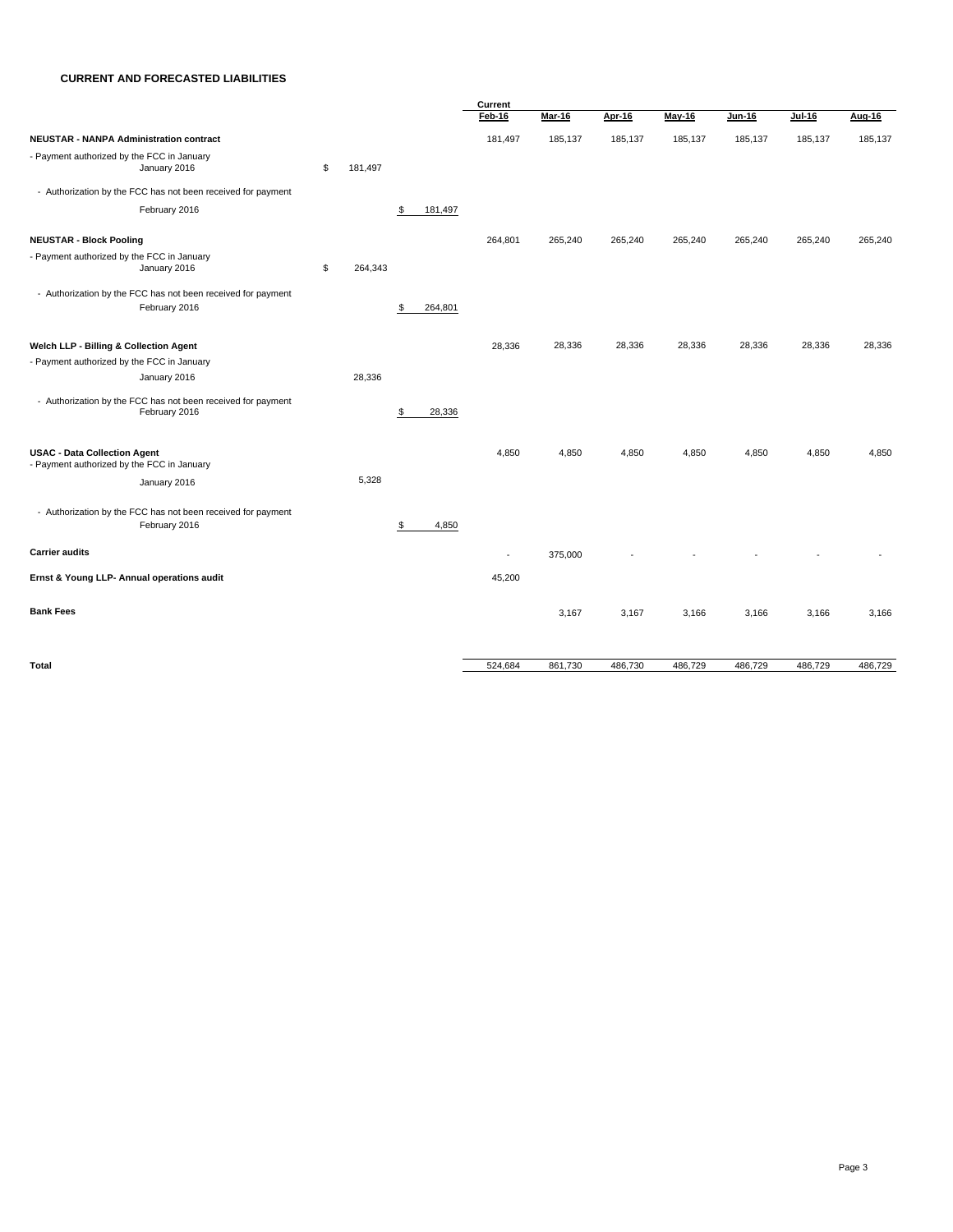## CURRENT AND FORECASTED LIABILITIES

| | | | Current Feb-16 | Mar-16 | Apr-16 | May-16 | Jun-16 | Jul-16 | Aug-16 |
|---|---|---|---|---|---|---|---|---|---|
| **NEUSTAR - NANPA Administration contract** | | | 181,497 | 185,137 | 185,137 | 185,137 | 185,137 | 185,137 | 185,137 |
| - Payment authorized by the FCC in January<br>January 2016 | $ 181,497 | | | | | | | | |
| - Authorization by the FCC has not been received for payment<br>February 2016 | | $ 181,497 | | | | | | | |
| **NEUSTAR - Block Pooling** | | | 264,801 | 265,240 | 265,240 | 265,240 | 265,240 | 265,240 | 265,240 |
| - Payment authorized by the FCC in January<br>January 2016 | $ 264,343 | | | | | | | | |
| - Authorization by the FCC has not been received for payment<br>February 2016 | | $ 264,801 | | | | | | | |
| **Welch LLP - Billing & Collection Agent** | | | 28,336 | 28,336 | 28,336 | 28,336 | 28,336 | 28,336 | 28,336 |
| - Payment authorized by the FCC in January<br>January 2016 | 28,336 | | | | | | | | |
| - Authorization by the FCC has not been received for payment<br>February 2016 | | $ 28,336 | | | | | | | |
| **USAC - Data Collection Agent** | | | 4,850 | 4,850 | 4,850 | 4,850 | 4,850 | 4,850 | 4,850 |
| - Payment authorized by the FCC in January<br>January 2016 | 5,328 | | | | | | | | |
| - Authorization by the FCC has not been received for payment<br>February 2016 | | $ 4,850 | | | | | | | |
| **Carrier audits** | | | - | 375,000 | - | - | - | - | - |
| **Ernst & Young LLP- Annual operations audit** | | | 45,200 | | | | | | |
| **Bank Fees** | | | | 3,167 | 3,167 | 3,166 | 3,166 | 3,166 | 3,166 |
| **Total** | | | 524,684 | 861,730 | 486,730 | 486,729 | 486,729 | 486,729 | 486,729 |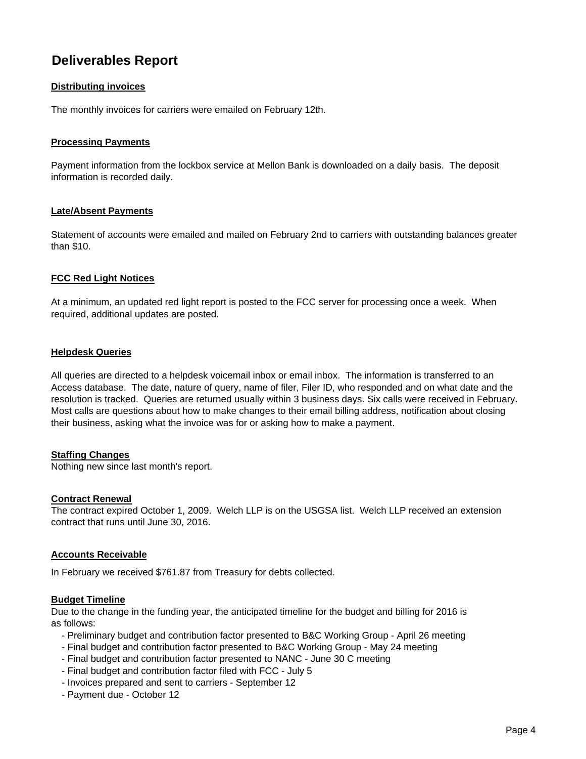# Deliverables Report

**Distributing invoices**

The monthly invoices for carriers were emailed on February 12th.

**Processing Payments**

Payment information from the lockbox service at Mellon Bank is downloaded on a daily basis. The deposit information is recorded daily.

**Late/Absent Payments**

Statement of accounts were emailed and mailed on February 2nd to carriers with outstanding balances greater than $10.

**FCC Red Light Notices**

At a minimum, an updated red light report is posted to the FCC server for processing once a week. When required, additional updates are posted.

**Helpdesk Queries**

All queries are directed to a helpdesk voicemail inbox or email inbox. The information is transferred to an Access database. The date, nature of query, name of filer, Filer ID, who responded and on what date and the resolution is tracked. Queries are returned usually within 3 business days. Six calls were received in February. Most calls are questions about how to make changes to their email billing address, notification about closing their business, asking what the invoice was for or asking how to make a payment.

**Staffing Changes**

Nothing new since last month's report.

**Contract Renewal**

The contract expired October 1, 2009. Welch LLP is on the USGSA list. Welch LLP received an extension contract that runs until June 30, 2016.

**Accounts Receivable**

In February we received $761.87 from Treasury for debts collected.

**Budget Timeline**

Due to the change in the funding year, the anticipated timeline for the budget and billing for 2016 is as follows:

- Preliminary budget and contribution factor presented to B&C Working Group - April 26 meeting
- Final budget and contribution factor presented to B&C Working Group - May 24 meeting
- Final budget and contribution factor presented to NANC - June 30 C meeting
- Final budget and contribution factor filed with FCC - July 5
- Invoices prepared and sent to carriers - September 12
- Payment due - October 12